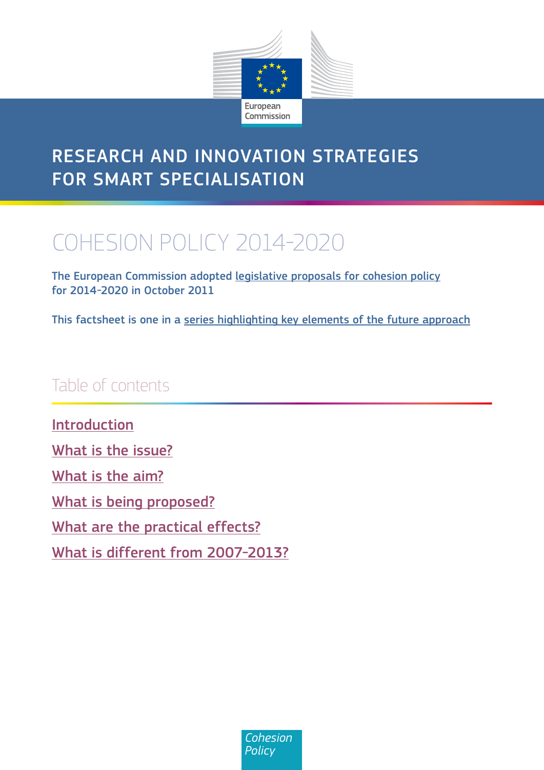European Commission

# RESEARCH AND INNOVATION STRATEGIES FOR SMART SPECIALISATION

## COHESION POLICY 2014-2020

The European Commission adopted legislative proposals for cohesion policy for 2014-2020 in October 2011

This factsheet is one in a series highlighting key elements of the future approach

## Table of contents

Introduction

What is the issue?

What is the aim?

What is being proposed?

What are the practical effects?

What is different from 2007-2013?

*Cohesion Policy*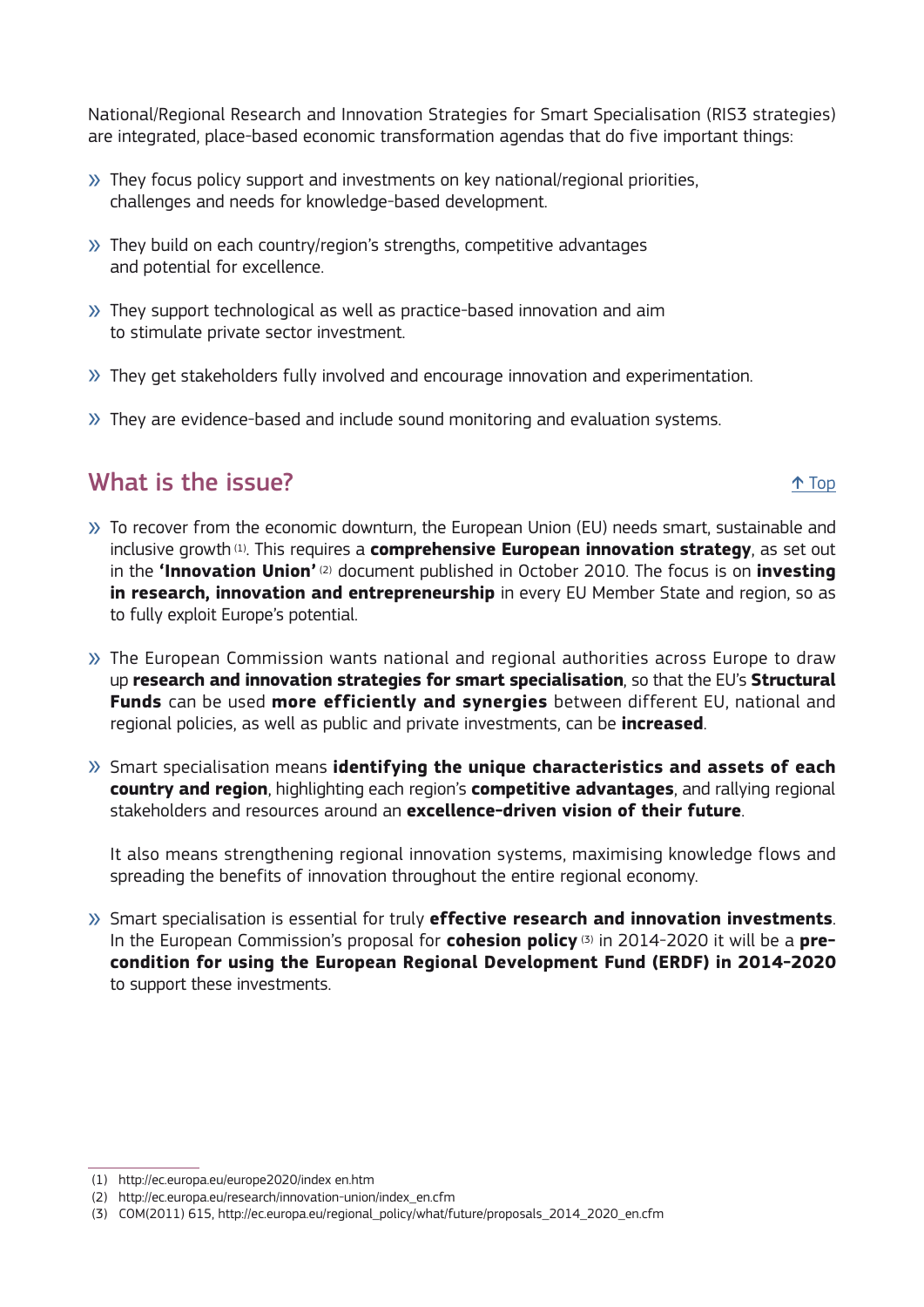National/Regional Research and Innovation Strategies for Smart Specialisation (RIS3 strategies) are integrated, place-based economic transformation agendas that do five important things:

- They focus policy support and investments on key national/regional priorities, challenges and needs for knowledge-based development.
- They build on each country/region's strengths, competitive advantages and potential for excellence.
- They support technological as well as practice-based innovation and aim to stimulate private sector investment.
- They get stakeholders fully involved and encourage innovation and experimentation.
- They are evidence-based and include sound monitoring and evaluation systems.

## What is the issue?

↑ Top

- To recover from the economic downturn, the European Union (EU) needs smart, sustainable and inclusive growth [1]. This requires a **comprehensive European innovation strategy**, as set out in the **'Innovation Union'** [2] document published in October 2010. The focus is on **investing in research, innovation and entrepreneurship** in every EU Member State and region, so as to fully exploit Europe's potential.
- The European Commission wants national and regional authorities across Europe to draw up **research and innovation strategies for smart specialisation**, so that the EU's **Structural Funds** can be used **more efficiently and synergies** between different EU, national and regional policies, as well as public and private investments, can be **increased**.
- Smart specialisation means **identifying the unique characteristics and assets of each country and region**, highlighting each region's **competitive advantages**, and rallying regional stakeholders and resources around an **excellence-driven vision of their future**.

  It also means strengthening regional innovation systems, maximising knowledge flows and spreading the benefits of innovation throughout the entire regional economy.

- Smart specialisation is essential for truly **effective research and innovation investments**. In the European Commission's proposal for **cohesion policy** [3] in 2014-2020 it will be a **pre-condition for using the European Regional Development Fund (ERDF) in 2014-2020** to support these investments.

---

(1) http://ec.europa.eu/europe2020/index en.htm
(2) http://ec.europa.eu/research/innovation-union/index_en.cfm
(3) COM(2011) 615, http://ec.europa.eu/regional_policy/what/future/proposals_2014_2020_en.cfm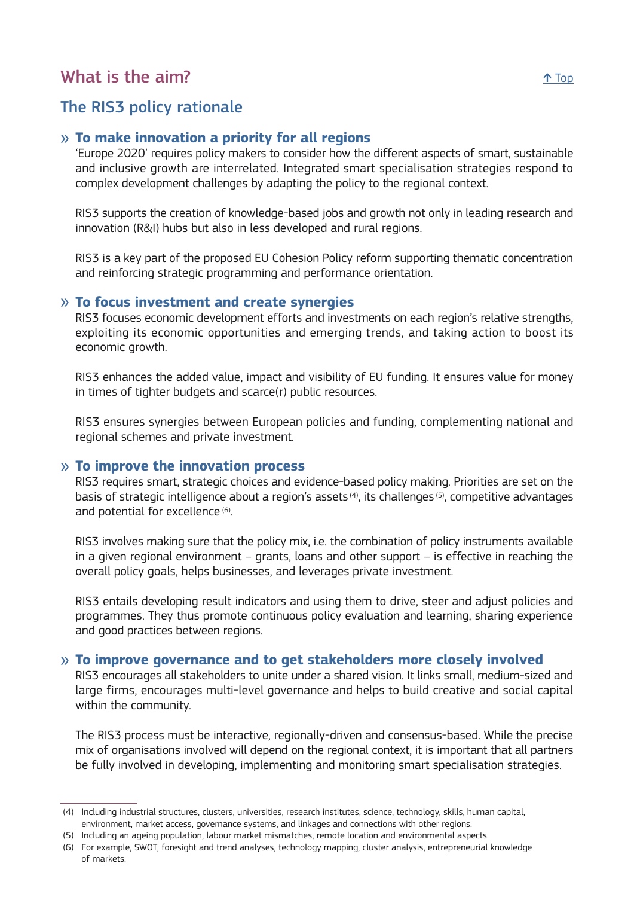## What is the aim?

## The RIS3 policy rationale

### » To make innovation a priority for all regions

'Europe 2020' requires policy makers to consider how the different aspects of smart, sustainable and inclusive growth are interrelated. Integrated smart specialisation strategies respond to complex development challenges by adapting the policy to the regional context.

RIS3 supports the creation of knowledge-based jobs and growth not only in leading research and innovation (R&I) hubs but also in less developed and rural regions.

RIS3 is a key part of the proposed EU Cohesion Policy reform supporting thematic concentration and reinforcing strategic programming and performance orientation.

### » To focus investment and create synergies

RIS3 focuses economic development efforts and investments on each region's relative strengths, exploiting its economic opportunities and emerging trends, and taking action to boost its economic growth.

RIS3 enhances the added value, impact and visibility of EU funding. It ensures value for money in times of tighter budgets and scarce(r) public resources.

RIS3 ensures synergies between European policies and funding, complementing national and regional schemes and private investment.

### » To improve the innovation process

RIS3 requires smart, strategic choices and evidence-based policy making. Priorities are set on the basis of strategic intelligence about a region's assets [4], its challenges [5], competitive advantages and potential for excellence [6].

RIS3 involves making sure that the policy mix, i.e. the combination of policy instruments available in a given regional environment – grants, loans and other support – is effective in reaching the overall policy goals, helps businesses, and leverages private investment.

RIS3 entails developing result indicators and using them to drive, steer and adjust policies and programmes. They thus promote continuous policy evaluation and learning, sharing experience and good practices between regions.

### » To improve governance and to get stakeholders more closely involved

RIS3 encourages all stakeholders to unite under a shared vision. It links small, medium-sized and large firms, encourages multi-level governance and helps to build creative and social capital within the community.

The RIS3 process must be interactive, regionally-driven and consensus-based. While the precise mix of organisations involved will depend on the regional context, it is important that all partners be fully involved in developing, implementing and monitoring smart specialisation strategies.

---

(4) Including industrial structures, clusters, universities, research institutes, science, technology, skills, human capital, environment, market access, governance systems, and linkages and connections with other regions.

(5) Including an ageing population, labour market mismatches, remote location and environmental aspects.

(6) For example, SWOT, foresight and trend analyses, technology mapping, cluster analysis, entrepreneurial knowledge of markets.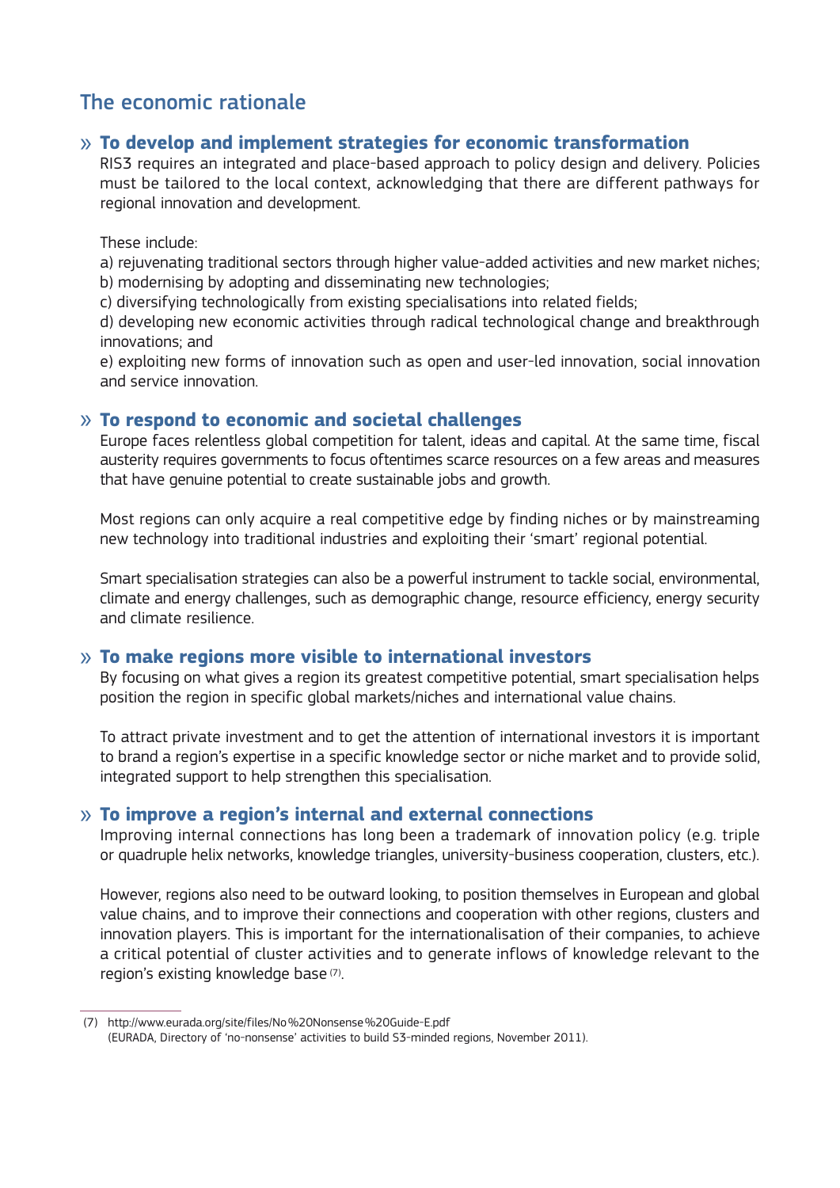## The economic rationale

### » To develop and implement strategies for economic transformation

RIS3 requires an integrated and place-based approach to policy design and delivery. Policies must be tailored to the local context, acknowledging that there are different pathways for regional innovation and development.

These include:

a) rejuvenating traditional sectors through higher value-added activities and new market niches;
b) modernising by adopting and disseminating new technologies;
c) diversifying technologically from existing specialisations into related fields;
d) developing new economic activities through radical technological change and breakthrough innovations; and
e) exploiting new forms of innovation such as open and user-led innovation, social innovation and service innovation.

### » To respond to economic and societal challenges

Europe faces relentless global competition for talent, ideas and capital. At the same time, fiscal austerity requires governments to focus oftentimes scarce resources on a few areas and measures that have genuine potential to create sustainable jobs and growth.

Most regions can only acquire a real competitive edge by finding niches or by mainstreaming new technology into traditional industries and exploiting their 'smart' regional potential.

Smart specialisation strategies can also be a powerful instrument to tackle social, environmental, climate and energy challenges, such as demographic change, resource efficiency, energy security and climate resilience.

### » To make regions more visible to international investors

By focusing on what gives a region its greatest competitive potential, smart specialisation helps position the region in specific global markets/niches and international value chains.

To attract private investment and to get the attention of international investors it is important to brand a region's expertise in a specific knowledge sector or niche market and to provide solid, integrated support to help strengthen this specialisation.

### » To improve a region's internal and external connections

Improving internal connections has long been a trademark of innovation policy (e.g. triple or quadruple helix networks, knowledge triangles, university-business cooperation, clusters, etc.).

However, regions also need to be outward looking, to position themselves in European and global value chains, and to improve their connections and cooperation with other regions, clusters and innovation players. This is important for the internationalisation of their companies, to achieve a critical potential of cluster activities and to generate inflows of knowledge relevant to the region's existing knowledge base [7].

---

(7) http://www.eurada.org/site/files/No%20Nonsense%20Guide-E.pdf
(EURADA, Directory of 'no-nonsense' activities to build S3-minded regions, November 2011).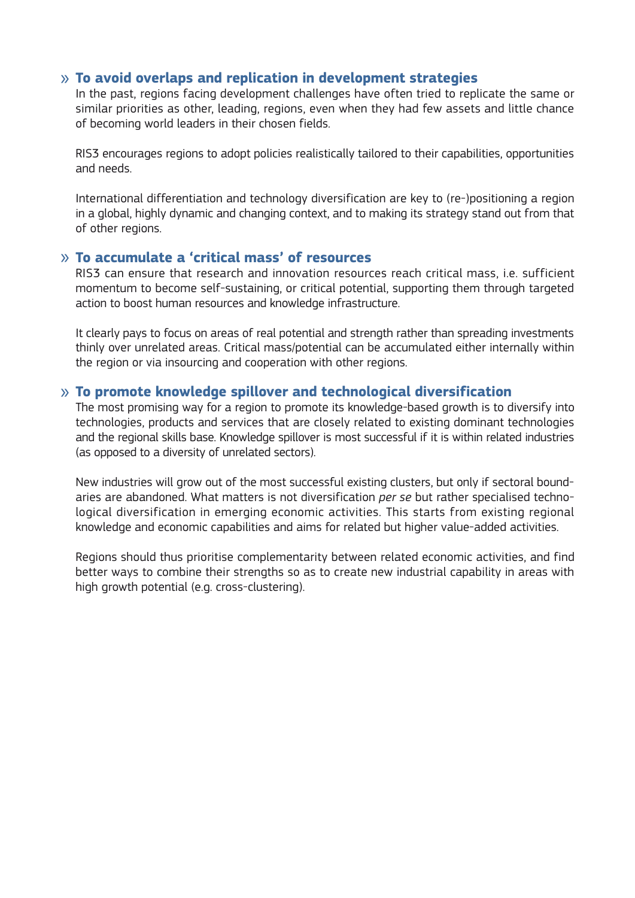### » To avoid overlaps and replication in development strategies

In the past, regions facing development challenges have often tried to replicate the same or similar priorities as other, leading, regions, even when they had few assets and little chance of becoming world leaders in their chosen fields.

RIS3 encourages regions to adopt policies realistically tailored to their capabilities, opportunities and needs.

International differentiation and technology diversification are key to (re-)positioning a region in a global, highly dynamic and changing context, and to making its strategy stand out from that of other regions.

### » To accumulate a 'critical mass' of resources

RIS3 can ensure that research and innovation resources reach critical mass, i.e. sufficient momentum to become self-sustaining, or critical potential, supporting them through targeted action to boost human resources and knowledge infrastructure.

It clearly pays to focus on areas of real potential and strength rather than spreading investments thinly over unrelated areas. Critical mass/potential can be accumulated either internally within the region or via insourcing and cooperation with other regions.

### » To promote knowledge spillover and technological diversification

The most promising way for a region to promote its knowledge-based growth is to diversify into technologies, products and services that are closely related to existing dominant technologies and the regional skills base. Knowledge spillover is most successful if it is within related industries (as opposed to a diversity of unrelated sectors).

New industries will grow out of the most successful existing clusters, but only if sectoral boundaries are abandoned. What matters is not diversification *per se* but rather specialised technological diversification in emerging economic activities. This starts from existing regional knowledge and economic capabilities and aims for related but higher value-added activities.

Regions should thus prioritise complementarity between related economic activities, and find better ways to combine their strengths so as to create new industrial capability in areas with high growth potential (e.g. cross-clustering).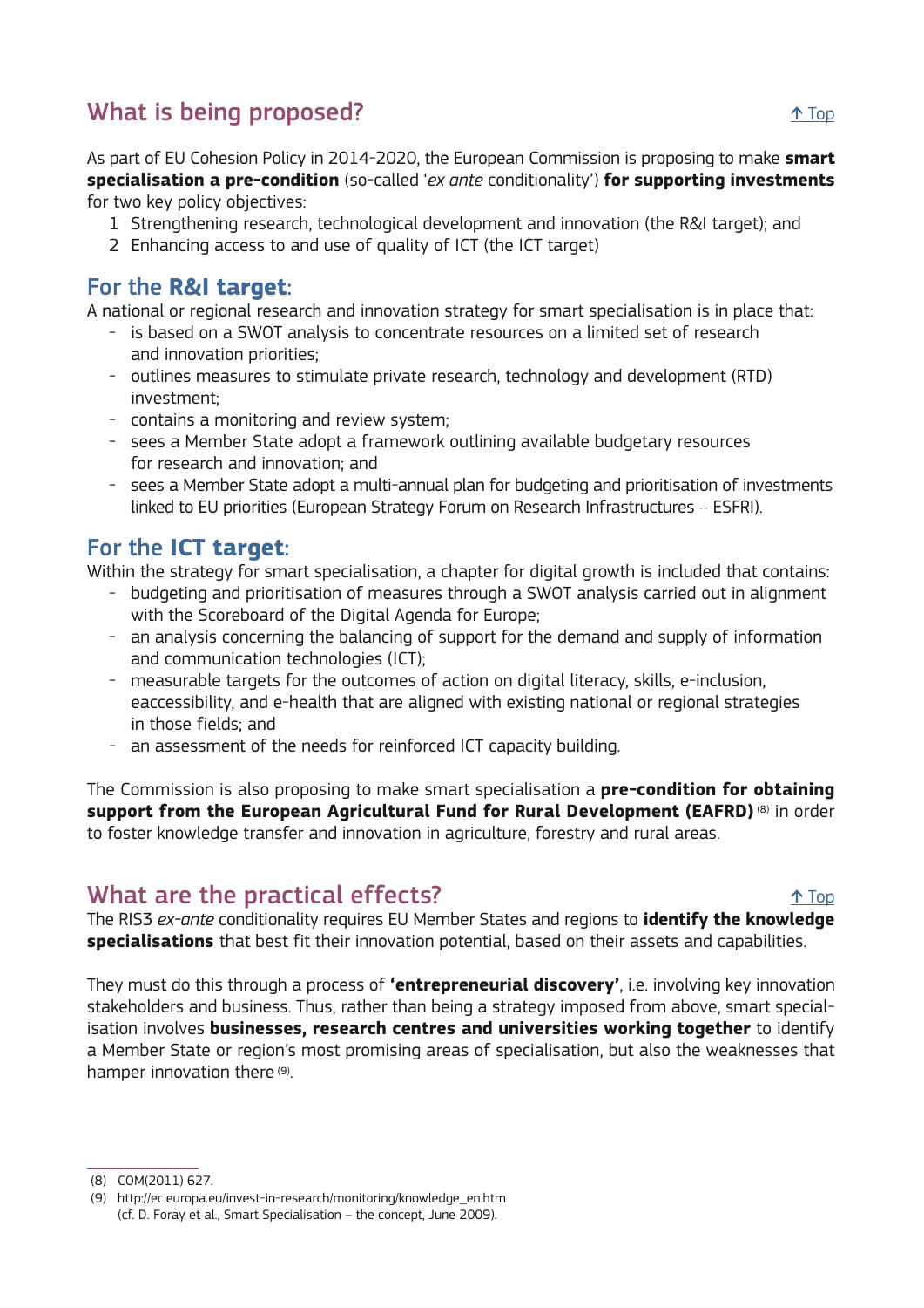## What is being proposed?

[↑ Top]

As part of EU Cohesion Policy in 2014-2020, the European Commission is proposing to make **smart specialisation a pre-condition** (so-called '*ex ante* conditionality') **for supporting investments** for two key policy objectives:

1. Strengthening research, technological development and innovation (the R&I target); and
2. Enhancing access to and use of quality of ICT (the ICT target)

### For the **R&I target**:

A national or regional research and innovation strategy for smart specialisation is in place that:

- is based on a SWOT analysis to concentrate resources on a limited set of research and innovation priorities;
- outlines measures to stimulate private research, technology and development (RTD) investment;
- contains a monitoring and review system;
- sees a Member State adopt a framework outlining available budgetary resources for research and innovation; and
- sees a Member State adopt a multi-annual plan for budgeting and prioritisation of investments linked to EU priorities (European Strategy Forum on Research Infrastructures – ESFRI).

### For the **ICT target**:

Within the strategy for smart specialisation, a chapter for digital growth is included that contains:

- budgeting and prioritisation of measures through a SWOT analysis carried out in alignment with the Scoreboard of the Digital Agenda for Europe;
- an analysis concerning the balancing of support for the demand and supply of information and communication technologies (ICT);
- measurable targets for the outcomes of action on digital literacy, skills, e-inclusion, eaccessibility, and e-health that are aligned with existing national or regional strategies in those fields; and
- an assessment of the needs for reinforced ICT capacity building.

The Commission is also proposing to make smart specialisation a **pre-condition for obtaining support from the European Agricultural Fund for Rural Development (EAFRD)** [8] in order to foster knowledge transfer and innovation in agriculture, forestry and rural areas.

## What are the practical effects?

[↑ Top]

The RIS3 *ex-ante* conditionality requires EU Member States and regions to **identify the knowledge specialisations** that best fit their innovation potential, based on their assets and capabilities.

They must do this through a process of **'entrepreneurial discovery'**, i.e. involving key innovation stakeholders and business. Thus, rather than being a strategy imposed from above, smart specialisation involves **businesses, research centres and universities working together** to identify a Member State or region's most promising areas of specialisation, but also the weaknesses that hamper innovation there [9].

---

(8) COM(2011) 627.

(9) http://ec.europa.eu/invest-in-research/monitoring/knowledge_en.htm (cf. D. Foray et al., Smart Specialisation – the concept, June 2009).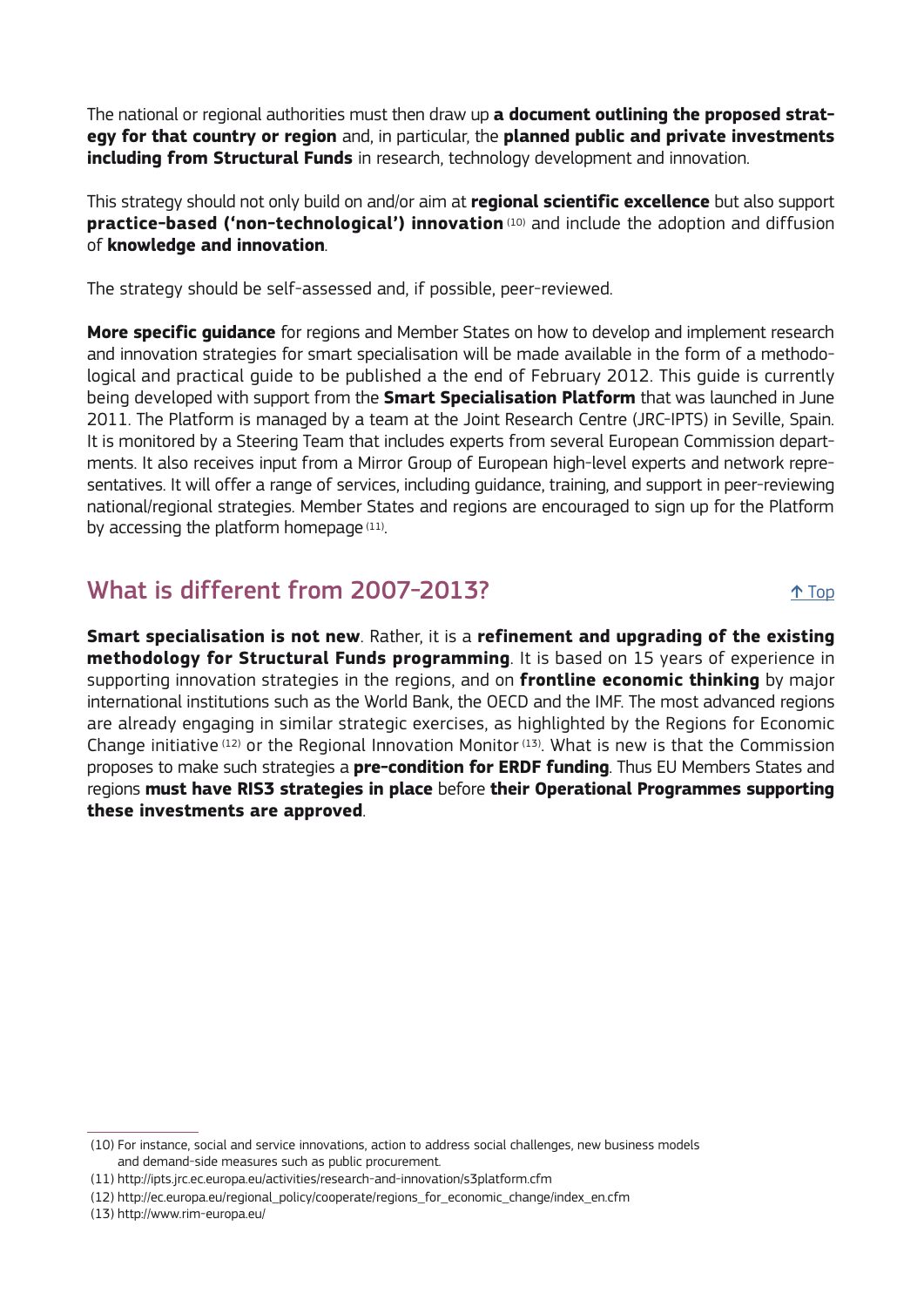The national or regional authorities must then draw up **a document outlining the proposed strategy for that country or region** and, in particular, the **planned public and private investments including from Structural Funds** in research, technology development and innovation.

This strategy should not only build on and/or aim at **regional scientific excellence** but also support **practice-based ('non-technological') innovation** [10] and include the adoption and diffusion of **knowledge and innovation**.

The strategy should be self-assessed and, if possible, peer-reviewed.

**More specific guidance** for regions and Member States on how to develop and implement research and innovation strategies for smart specialisation will be made available in the form of a methodological and practical guide to be published a the end of February 2012. This guide is currently being developed with support from the **Smart Specialisation Platform** that was launched in June 2011. The Platform is managed by a team at the Joint Research Centre (JRC-IPTS) in Seville, Spain. It is monitored by a Steering Team that includes experts from several European Commission departments. It also receives input from a Mirror Group of European high-level experts and network representatives. It will offer a range of services, including guidance, training, and support in peer-reviewing national/regional strategies. Member States and regions are encouraged to sign up for the Platform by accessing the platform homepage [11].

## What is different from 2007-2013?

↑ Top

**Smart specialisation is not new**. Rather, it is a **refinement and upgrading of the existing methodology for Structural Funds programming**. It is based on 15 years of experience in supporting innovation strategies in the regions, and on **frontline economic thinking** by major international institutions such as the World Bank, the OECD and the IMF. The most advanced regions are already engaging in similar strategic exercises, as highlighted by the Regions for Economic Change initiative [12] or the Regional Innovation Monitor [13]. What is new is that the Commission proposes to make such strategies a **pre-condition for ERDF funding**. Thus EU Members States and regions **must have RIS3 strategies in place** before **their Operational Programmes supporting these investments are approved**.

(10) For instance, social and service innovations, action to address social challenges, new business models and demand-side measures such as public procurement.

(11) http://ipts.jrc.ec.europa.eu/activities/research-and-innovation/s3platform.cfm

(12) http://ec.europa.eu/regional_policy/cooperate/regions_for_economic_change/index_en.cfm

(13) http://www.rim-europa.eu/